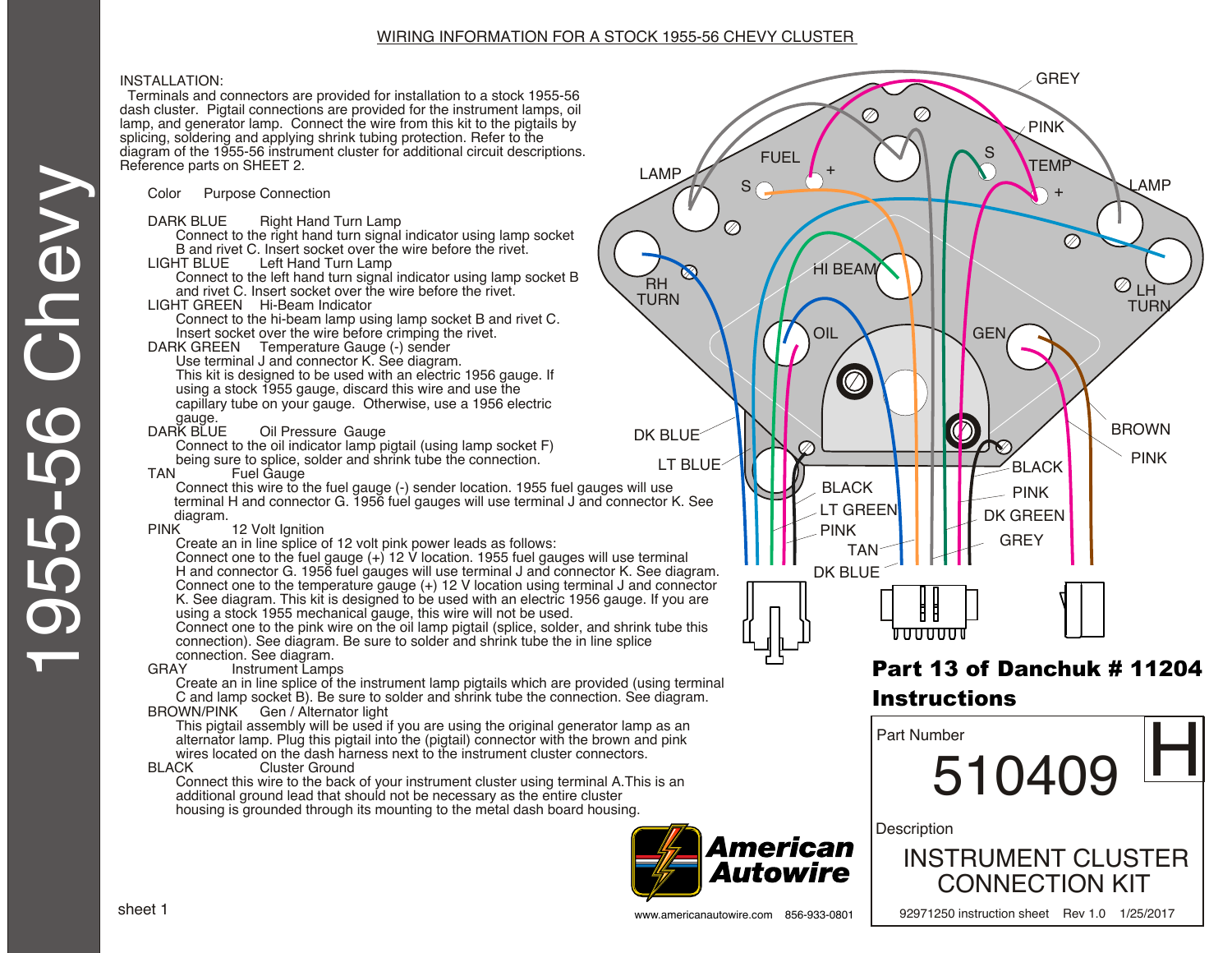# WIRING INFORMATION FOR A STOCK 1955-56 CHEVY CLUSTER

1955-56 Chevy

INSTALLATION:

Terminals and connectors are provided for installation to a stock 1955-56 dash cluster. Pigtail connections are provided for the instrument lamps, oil lamp, and generator lamp. Connect the wire from this kit to the pigtails by splicing, soldering and applying shrink tubing protection. Refer to the diagram of the 1955-56 instrument cluster for additional circuit descriptions. Reference parts on SHEET 2.

Color Purpose Connection

**DARK BLUE** Right Hand Turn Lamp
Connect to the right hand turn signal indicator using lamp socket B and rivet C. Insert socket over the wire before the rivet.

**LIGHT BLUE** Left Hand Turn Lamp
Connect to the left hand turn signal indicator using lamp socket B and rivet C. Insert socket over the wire before the rivet.

**LIGHT GREEN** Hi-Beam Indicator
Connect to the hi-beam lamp using lamp socket B and rivet C. Insert socket over the wire before crimping the rivet.

**DARK GREEN** Temperature Gauge (-) sender
Use terminal J and connector K. See diagram.
This kit is designed to be used with an electric 1956 gauge. If using a stock 1955 gauge, discard this wire and use the capillary tube on your gauge. Otherwise, use a 1956 electric gauge.

**DARK BLUE** Oil Pressure Gauge
Connect to the oil indicator lamp pigtail (using lamp socket F) being sure to splice, solder and shrink tube the connection.

**TAN** Fuel Gauge
Connect this wire to the fuel gauge (-) sender location. 1955 fuel gauges will use terminal H and connector G. 1956 fuel gauges will use terminal J and connector K. See diagram.

**PINK** 12 Volt Ignition
Create an in line splice of 12 volt pink power leads as follows:
Connect one to the fuel gauge (+) 12 V location. 1955 fuel gauges will use terminal H and connector G. 1956 fuel gauges will use terminal J and connector K. See diagram.
Connect one to the temperature gauge (+) 12 V location using terminal J and connector K. See diagram. This kit is designed to be used with an electric 1956 gauge. If you are using a stock 1955 mechanical gauge, this wire will not be used.
Connect one to the pink wire on the oil lamp pigtail (splice, solder, and shrink tube this connection). See diagram. Be sure to solder and shrink tube the in line splice connection. See diagram.

**GRAY** Instrument Lamps
Create an in line splice of the instrument lamp pigtails which are provided (using terminal C and lamp socket B). Be sure to solder and shrink tube the connection. See diagram.

**BROWN/PINK** Gen / Alternator light
This pigtail assembly will be used if you are using the original generator lamp as an alternator lamp. Plug this pigtail into the (pigtail) connector with the brown and pink wires located on the dash harness next to the instrument cluster connectors.

**BLACK** Cluster Ground
Connect this wire to the back of your instrument cluster using terminal A. This is an additional ground lead that should not be necessary as the entire cluster housing is grounded through its mounting to the metal dash board housing.

GREY, PINK, FUEL, S, +, LAMP, S, TEMP, +, LAMP, HI BEAM, RH TURN, LH TURN, OIL, GEN, BROWN, PINK, DK BLUE, LT BLUE, BLACK, PINK, BLACK, LT GREEN, DK GREEN, PINK, GREY, TAN, DK BLUE

**Part 13 of Danchuk # 11204 Instructions**

| Part Number | |
|---|---|
| 510409 | H |
| Description | |
| INSTRUMENT CLUSTER CONNECTION KIT | |
| 92971250 instruction sheet Rev 1.0 1/25/2017 | |

American Autowire

www.americanautowire.com 856-933-0801

sheet 1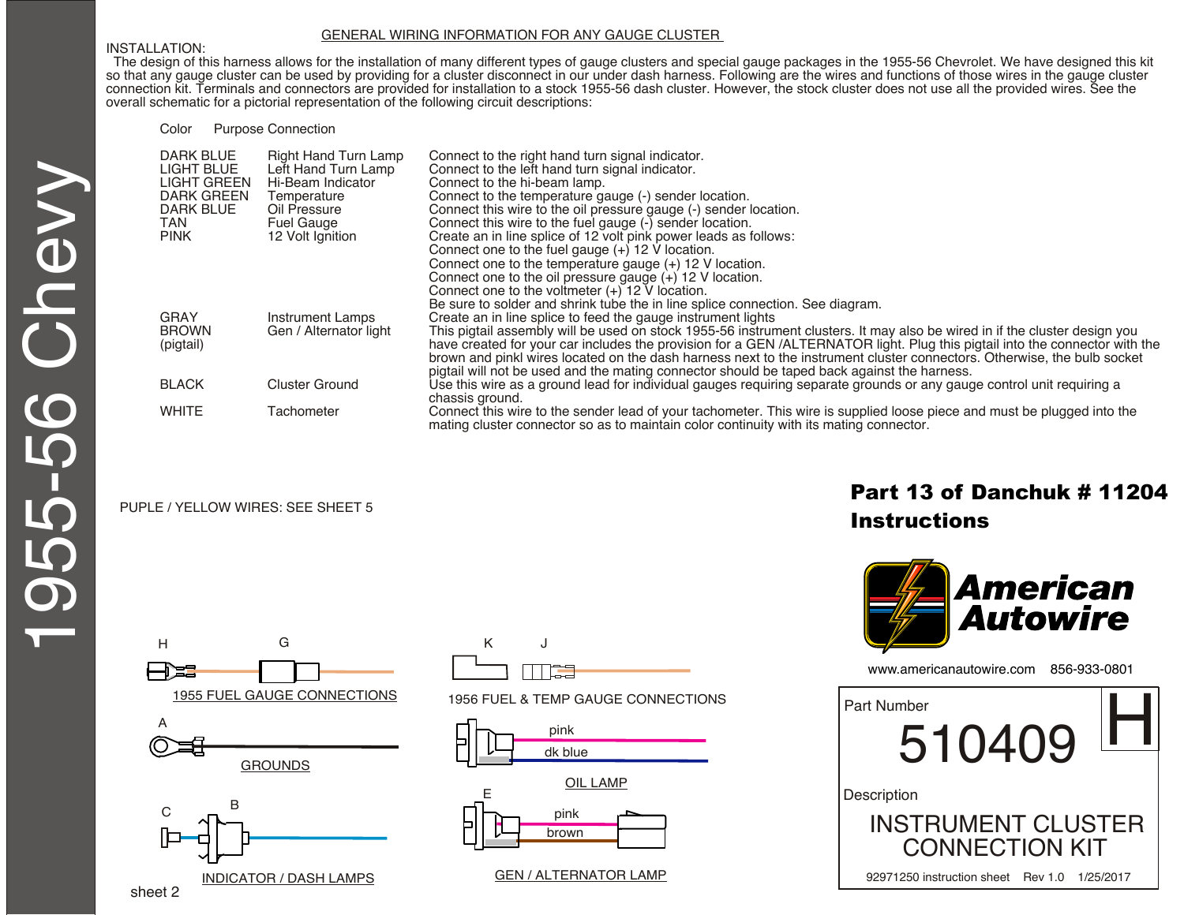# GENERAL WIRING INFORMATION FOR ANY GAUGE CLUSTER

INSTALLATION:

The design of this harness allows for the installation of many different types of gauge clusters and special gauge packages in the 1955-56 Chevrolet. We have designed this kit so that any gauge cluster can be used by providing for a cluster disconnect in our under dash harness. Following are the wires and functions of those wires in the gauge cluster connection kit. Terminals and connectors are provided for installation to a stock 1955-56 dash cluster. However, the stock cluster does not use all the provided wires. See the overall schematic for a pictorial representation of the following circuit descriptions:

| Color | Purpose | Connection |
|---|---|---|
| DARK BLUE | Right Hand Turn Lamp | Connect to the right hand turn signal indicator. |
| LIGHT BLUE | Left Hand Turn Lamp | Connect to the left hand turn signal indicator. |
| LIGHT GREEN | Hi-Beam Indicator | Connect to the hi-beam lamp. |
| DARK GREEN | Temperature | Connect to the temperature gauge (-) sender location. |
| DARK BLUE | Oil Pressure | Connect this wire to the oil pressure gauge (-) sender location. |
| TAN | Fuel Gauge | Connect this wire to the fuel gauge (-) sender location. |
| PINK | 12 Volt Ignition | Create an in line splice of 12 volt pink power leads as follows: Connect one to the fuel gauge (+) 12 V location. Connect one to the temperature gauge (+) 12 V location. Connect one to the oil pressure gauge (+) 12 V location. Connect one to the voltmeter (+) 12 V location. Be sure to solder and shrink tube the in line splice connection. See diagram. |
| GRAY | Instrument Lamps | Create an in line splice to feed the gauge instrument lights |
| BROWN (pigtail) | Gen / Alternator light | This pigtail assembly will be used on stock 1955-56 instrument clusters. It may also be wired in if the cluster design you have created for your car includes the provision for a GEN /ALTERNATOR light. Plug this pigtail into the connector with the brown and pinkl wires located on the dash harness next to the instrument cluster connectors. Otherwise, the bulb socket pigtail will not be used and the mating connector should be taped back against the harness. |
| BLACK | Cluster Ground | Use this wire as a ground lead for individual gauges requiring separate grounds or any gauge control unit requiring a chassis ground. |
| WHITE | Tachometer | Connect this wire to the sender lead of your tachometer. This wire is supplied loose piece and must be plugged into the mating cluster connector so as to maintain color continuity with its mating connector. |

PUPLE / YELLOW WIRES: SEE SHEET 5

H G

1955 FUEL GAUGE CONNECTIONS

A

GROUNDS

C B

INDICATOR / DASH LAMPS

K J

1956 FUEL & TEMP GAUGE CONNECTIONS

pink
dk blue

OIL LAMP

E

pink
brown

GEN / ALTERNATOR LAMP

sheet 2

**Part 13 of Danchuk # 11204 Instructions**

American Autowire

www.americanautowire.com 856-933-0801

Part Number

510409 H

Description

INSTRUMENT CLUSTER CONNECTION KIT

92971250 instruction sheet Rev 1.0 1/25/2017

1955-56 Chevy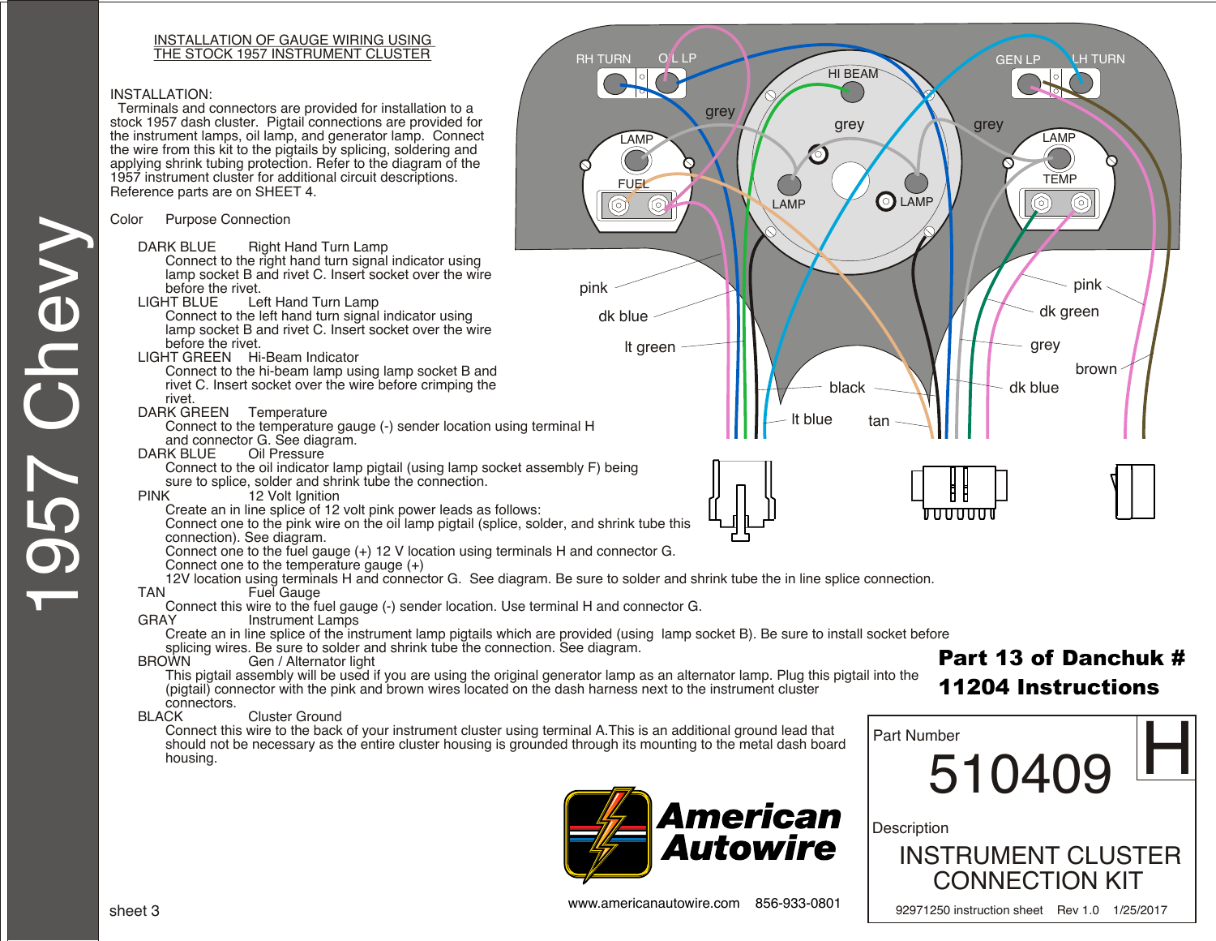# 1957 Chevy

## INSTALLATION OF GAUGE WIRING USING THE STOCK 1957 INSTRUMENT CLUSTER

INSTALLATION:
Terminals and connectors are provided for installation to a stock 1957 dash cluster. Pigtail connections are provided for the instrument lamps, oil lamp, and generator lamp. Connect the wire from this kit to the pigtails by splicing, soldering and applying shrink tubing protection. Refer to the diagram of the 1957 instrument cluster for additional circuit descriptions. Reference parts are on SHEET 4.

Color Purpose Connection

**DARK BLUE** Right Hand Turn Lamp
Connect to the right hand turn signal indicator using lamp socket B and rivet C. Insert socket over the wire before the rivet.

**LIGHT BLUE** Left Hand Turn Lamp
Connect to the left hand turn signal indicator using lamp socket B and rivet C. Insert socket over the wire before the rivet.

**LIGHT GREEN** Hi-Beam Indicator
Connect to the hi-beam lamp using lamp socket B and rivet C. Insert socket over the wire before crimping the rivet.

**DARK GREEN** Temperature
Connect to the temperature gauge (-) sender location using terminal H and connector G. See diagram.

**DARK BLUE** Oil Pressure
Connect to the oil indicator lamp pigtail (using lamp socket assembly F) being sure to splice, solder and shrink tube the connection.

**PINK** 12 Volt Ignition
Create an in line splice of 12 volt pink power leads as follows:
Connect one to the pink wire on the oil lamp pigtail (splice, solder, and shrink tube this connection). See diagram.
Connect one to the fuel gauge (+) 12 V location using terminals H and connector G.
Connect one to the temperature gauge (+)
12V location using terminals H and connector G. See diagram. Be sure to solder and shrink tube the in line splice connection.

**TAN** Fuel Gauge
Connect this wire to the fuel gauge (-) sender location. Use terminal H and connector G.

**GRAY** Instrument Lamps
Create an in line splice of the instrument lamp pigtails which are provided (using lamp socket B). Be sure to install socket before splicing wires. Be sure to solder and shrink tube the connection. See diagram.

**BROWN** Gen / Alternator light
This pigtail assembly will be used if you are using the original generator lamp as an alternator lamp. Plug this pigtail into the (pigtail) connector with the pink and brown wires located on the dash harness next to the instrument cluster connectors.

**BLACK** Cluster Ground
Connect this wire to the back of your instrument cluster using terminal A.This is an additional ground lead that should not be necessary as the entire cluster housing is grounded through its mounting to the metal dash board housing.

RH TURN OIL LP GEN LP LH TURN HI BEAM LAMP FUEL LAMP LAMP LAMP TEMP grey grey grey pink dk blue lt green black lt blue tan pink dk green grey brown dk blue

**Part 13 of Danchuk # 11204 Instructions**

American Autowire

www.americanautowire.com 856-933-0801

sheet 3

Part Number **510409** H

Description
INSTRUMENT CLUSTER CONNECTION KIT

92971250 instruction sheet Rev 1.0 1/25/2017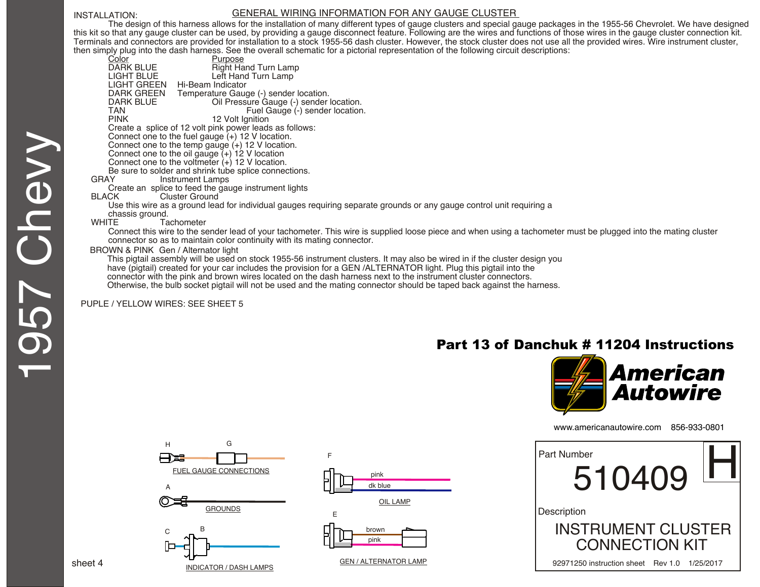INSTALLATION:

## GENERAL WIRING INFORMATION FOR ANY GAUGE CLUSTER

The design of this harness allows for the installation of many different types of gauge clusters and special gauge packages in the 1955-56 Chevrolet. We have designed this kit so that any gauge cluster can be used, by providing a gauge disconnect feature. Following are the wires and functions of those wires in the gauge cluster connection kit. Terminals and connectors are provided for installation to a stock 1955-56 dash cluster. However, the stock cluster does not use all the provided wires. Wire instrument cluster, then simply plug into the dash harness. See the overall schematic for a pictorial representation of the following circuit descriptions:

| Color | Purpose |
|---|---|
| DARK BLUE | Right Hand Turn Lamp |
| LIGHT BLUE | Left Hand Turn Lamp |
| LIGHT GREEN | Hi-Beam Indicator |
| DARK GREEN | Temperature Gauge (-) sender location. |
| DARK BLUE | Oil Pressure Gauge (-) sender location. |
| TAN | Fuel Gauge (-) sender location. |
| PINK | 12 Volt Ignition |

Create a splice of 12 volt pink power leads as follows:
Connect one to the fuel gauge (+) 12 V location.
Connect one to the temp gauge (+) 12 V location.
Connect one to the oil gauge (+) 12 V location
Connect one to the voltmeter (+) 12 V location.
Be sure to solder and shrink tube splice connections.

GRAY Instrument Lamps
Create an splice to feed the gauge instrument lights

BLACK Cluster Ground
Use this wire as a ground lead for individual gauges requiring separate grounds or any gauge control unit requiring a chassis ground.

WHITE Tachometer
Connect this wire to the sender lead of your tachometer. This wire is supplied loose piece and when using a tachometer must be plugged into the mating cluster connector so as to maintain color continuity with its mating connector.

BROWN & PINK Gen / Alternator light
This pigtail assembly will be used on stock 1955-56 instrument clusters. It may also be wired in if the cluster design you have (pigtail) created for your car includes the provision for a GEN /ALTERNATOR light. Plug this pigtail into the connector with the pink and brown wires located on the dash harness next to the instrument cluster connectors. Otherwise, the bulb socket pigtail will not be used and the mating connector should be taped back against the harness.

PUPLE / YELLOW WIRES: SEE SHEET 5

**Part 13 of Danchuk # 11204 Instructions**

**American Autowire**

www.americanautowire.com 856-933-0801

H G
FUEL GAUGE CONNECTIONS

A
GROUNDS

C B
INDICATOR / DASH LAMPS

F
pink
dk blue
OIL LAMP

E
brown
pink
GEN / ALTERNATOR LAMP

Part Number: 510409 H

Description: INSTRUMENT CLUSTER CONNECTION KIT

92971250 instruction sheet Rev 1.0 1/25/2017

1957 Chevy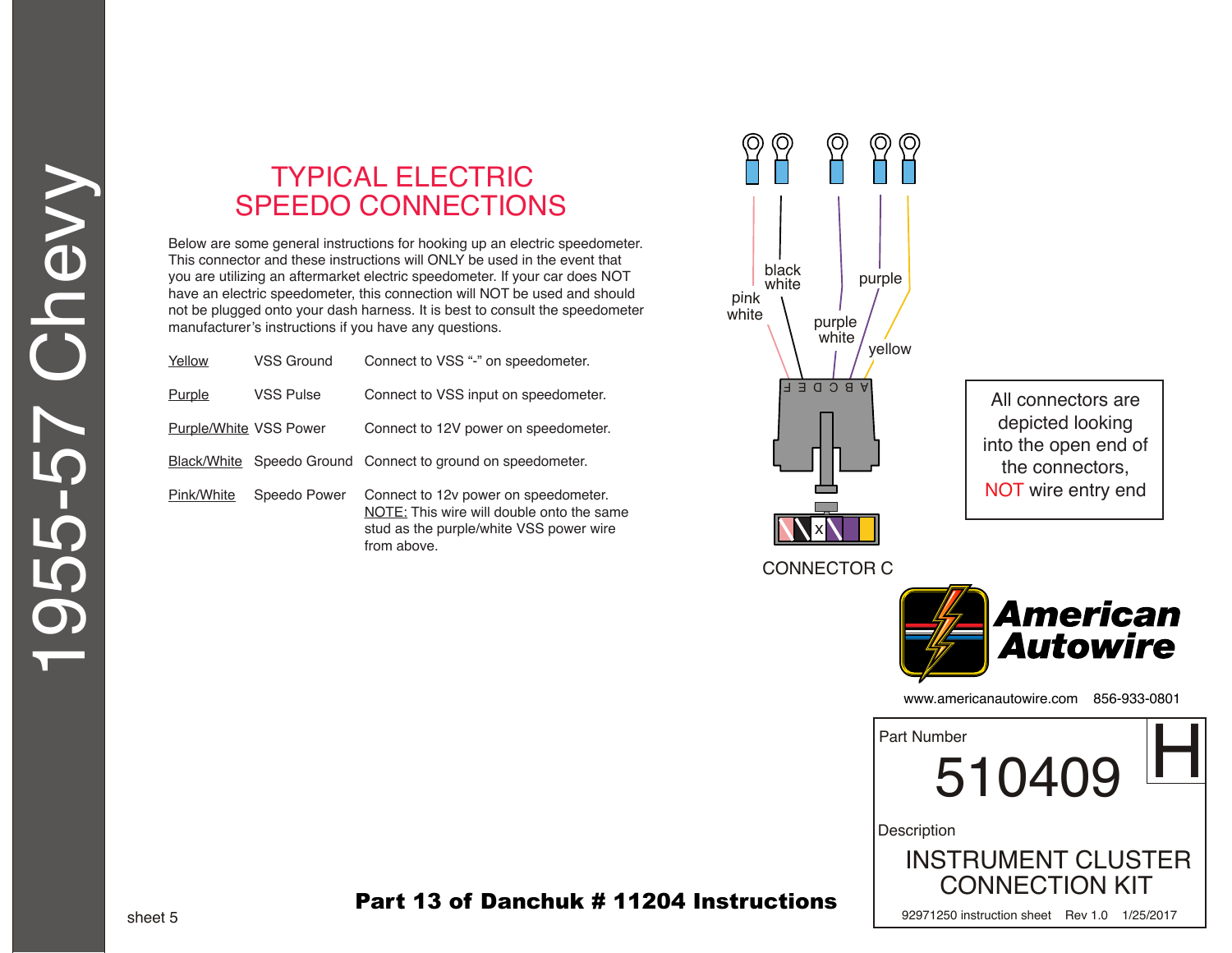# TYPICAL ELECTRIC SPEEDO CONNECTIONS

Below are some general instructions for hooking up an electric speedometer. This connector and these instructions will ONLY be used in the event that you are utilizing an aftermarket electric speedometer. If your car does NOT have an electric speedometer, this connection will NOT be used and should not be plugged onto your dash harness. It is best to consult the speedometer manufacturer's instructions if you have any questions.

| | | |
|---|---|---|
| Yellow | VSS Ground | Connect to VSS "-" on speedometer. |
| Purple | VSS Pulse | Connect to VSS input on speedometer. |
| Purple/White | VSS Power | Connect to 12V power on speedometer. |
| Black/White | Speedo Ground | Connect to ground on speedometer. |
| Pink/White | Speedo Power | Connect to 12v power on speedometer. NOTE: This wire will double onto the same stud as the purple/white VSS power wire from above. |

pink white — black white — purple white — purple — yellow

F E D C B A

CONNECTOR C

All connectors are depicted looking into the open end of the connectors, NOT wire entry end

American Autowire

www.americanautowire.com 856-933-0801

Part Number **510409** H

Description

INSTRUMENT CLUSTER CONNECTION KIT

92971250 instruction sheet Rev 1.0 1/25/2017

**Part 13 of Danchuk # 11204 Instructions**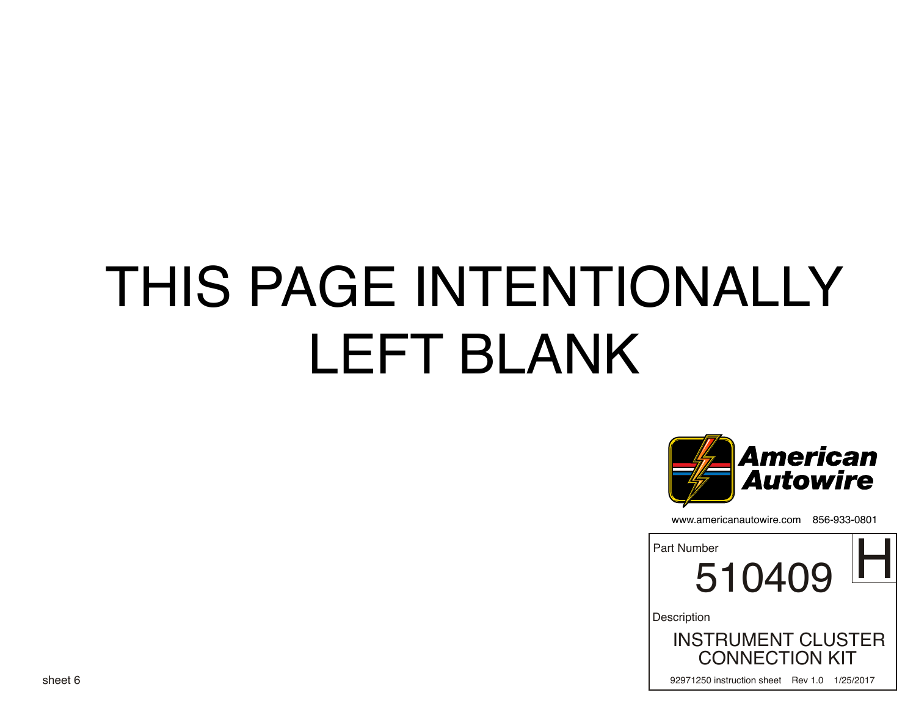# THIS PAGE INTENTIONALLY LEFT BLANK

American Autowire

www.americanautowire.com 856-933-0801

Part Number

510409 H

Description

INSTRUMENT CLUSTER CONNECTION KIT

92971250 instruction sheet Rev 1.0 1/25/2017

sheet 6